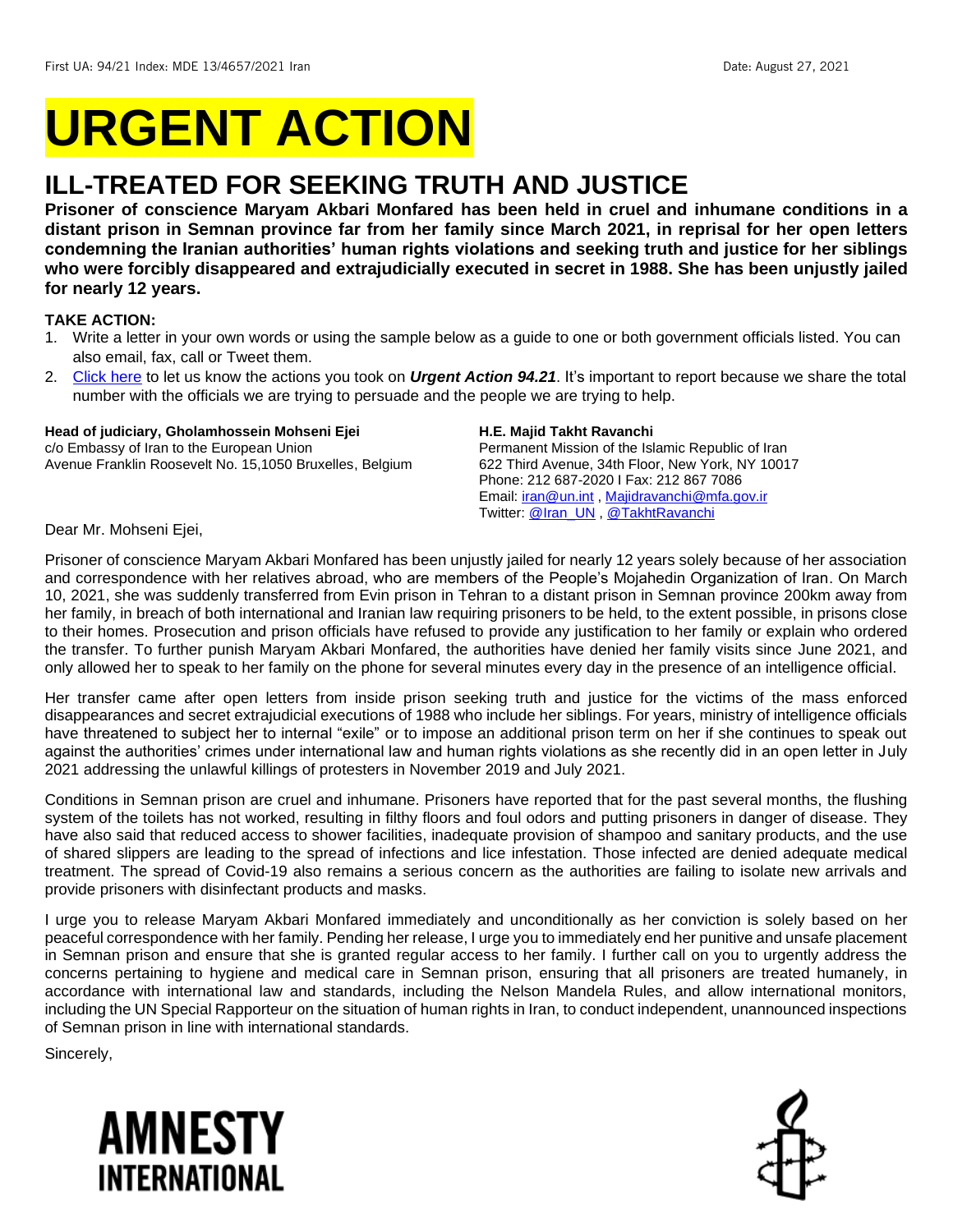First UA: 94/21 Index: MDE 13/4657/2021 Iran Date: August 27, 2021

# URGENT ACTION

## ILL-TREATED FOR SEEKING TRUTH AND JUSTICE

**Prisoner of conscience Maryam Akbari Monfared has been held in cruel and inhumane conditions in a distant prison in Semnan province far from her family since March 2021, in reprisal for her open letters condemning the Iranian authorities' human rights violations and seeking truth and justice for her siblings who were forcibly disappeared and extrajudicially executed in secret in 1988. She has been unjustly jailed for nearly 12 years.**

**TAKE ACTION:**

1. Write a letter in your own words or using the sample below as a guide to one or both government officials listed. You can also email, fax, call or Tweet them.
2. Click here to let us know the actions you took on ***Urgent Action 94.21***. It's important to report because we share the total number with the officials we are trying to persuade and the people we are trying to help.

**Head of judiciary, Gholamhossein Mohseni Ejei**
c/o Embassy of Iran to the European Union
Avenue Franklin Roosevelt No. 15,1050 Bruxelles, Belgium

**H.E. Majid Takht Ravanchi**
Permanent Mission of the Islamic Republic of Iran
622 Third Avenue, 34th Floor, New York, NY 10017
Phone: 212 687-2020 I Fax: 212 867 7086
Email: iran@un.int , Majidravanchi@mfa.gov.ir
Twitter: @Iran_UN , @TakhtRavanchi

Dear Mr. Mohseni Ejei,

Prisoner of conscience Maryam Akbari Monfared has been unjustly jailed for nearly 12 years solely because of her association and correspondence with her relatives abroad, who are members of the People's Mojahedin Organization of Iran. On March 10, 2021, she was suddenly transferred from Evin prison in Tehran to a distant prison in Semnan province 200km away from her family, in breach of both international and Iranian law requiring prisoners to be held, to the extent possible, in prisons close to their homes. Prosecution and prison officials have refused to provide any justification to her family or explain who ordered the transfer. To further punish Maryam Akbari Monfared, the authorities have denied her family visits since June 2021, and only allowed her to speak to her family on the phone for several minutes every day in the presence of an intelligence official.

Her transfer came after open letters from inside prison seeking truth and justice for the victims of the mass enforced disappearances and secret extrajudicial executions of 1988 who include her siblings. For years, ministry of intelligence officials have threatened to subject her to internal "exile" or to impose an additional prison term on her if she continues to speak out against the authorities' crimes under international law and human rights violations as she recently did in an open letter in July 2021 addressing the unlawful killings of protesters in November 2019 and July 2021.

Conditions in Semnan prison are cruel and inhumane. Prisoners have reported that for the past several months, the flushing system of the toilets has not worked, resulting in filthy floors and foul odors and putting prisoners in danger of disease. They have also said that reduced access to shower facilities, inadequate provision of shampoo and sanitary products, and the use of shared slippers are leading to the spread of infections and lice infestation. Those infected are denied adequate medical treatment. The spread of Covid-19 also remains a serious concern as the authorities are failing to isolate new arrivals and provide prisoners with disinfectant products and masks.

I urge you to release Maryam Akbari Monfared immediately and unconditionally as her conviction is solely based on her peaceful correspondence with her family. Pending her release, I urge you to immediately end her punitive and unsafe placement in Semnan prison and ensure that she is granted regular access to her family. I further call on you to urgently address the concerns pertaining to hygiene and medical care in Semnan prison, ensuring that all prisoners are treated humanely, in accordance with international law and standards, including the Nelson Mandela Rules, and allow international monitors, including the UN Special Rapporteur on the situation of human rights in Iran, to conduct independent, unannounced inspections of Semnan prison in line with international standards.

Sincerely,

AMNESTY INTERNATIONAL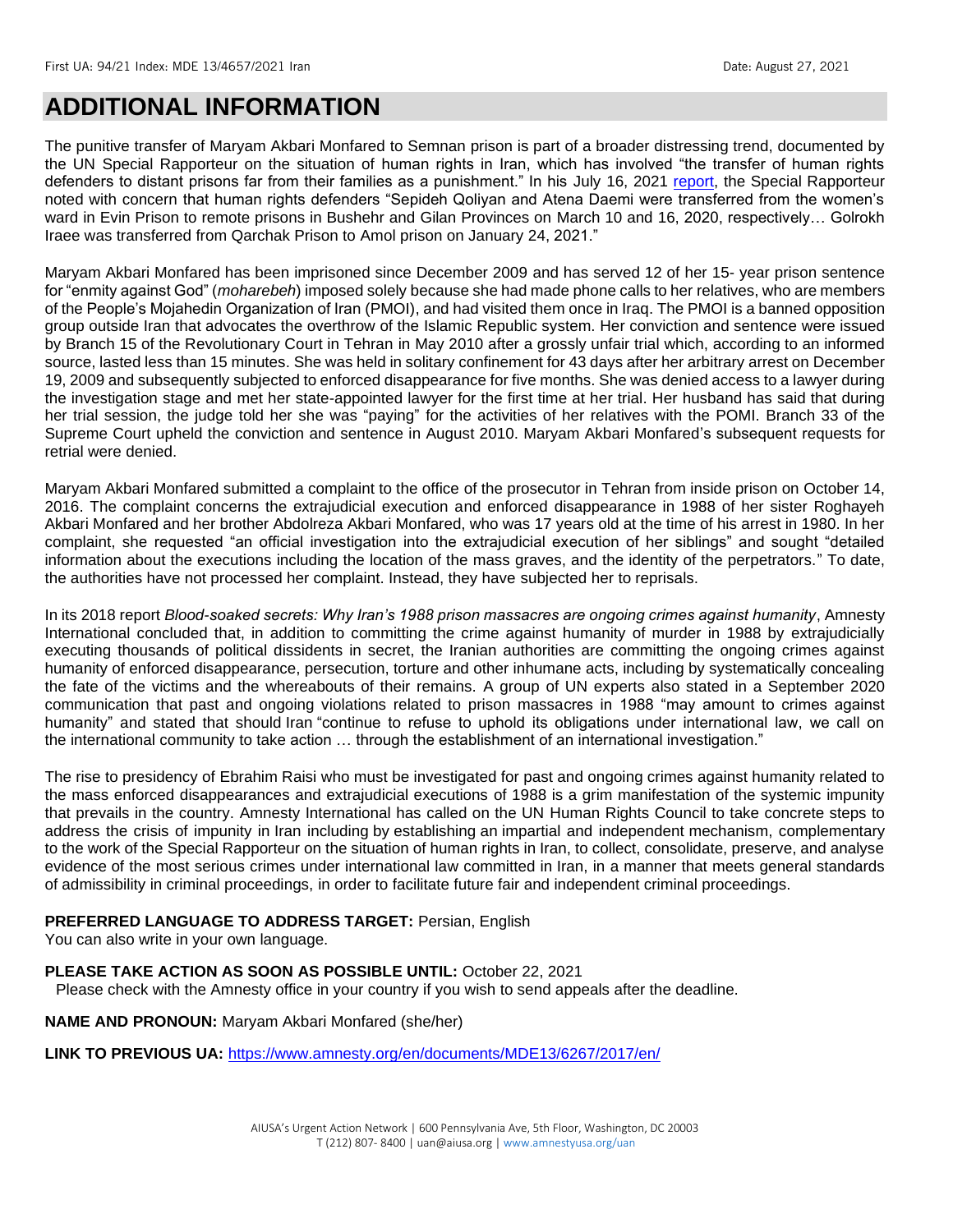## ADDITIONAL INFORMATION

The punitive transfer of Maryam Akbari Monfared to Semnan prison is part of a broader distressing trend, documented by the UN Special Rapporteur on the situation of human rights in Iran, which has involved "the transfer of human rights defenders to distant prisons far from their families as a punishment." In his July 16, 2021 [report](report), the Special Rapporteur noted with concern that human rights defenders "Sepideh Qoliyan and Atena Daemi were transferred from the women's ward in Evin Prison to remote prisons in Bushehr and Gilan Provinces on March 10 and 16, 2020, respectively… Golrokh Iraee was transferred from Qarchak Prison to Amol prison on January 24, 2021."

Maryam Akbari Monfared has been imprisoned since December 2009 and has served 12 of her 15- year prison sentence for "enmity against God" (*moharebeh*) imposed solely because she had made phone calls to her relatives, who are members of the People's Mojahedin Organization of Iran (PMOI), and had visited them once in Iraq. The PMOI is a banned opposition group outside Iran that advocates the overthrow of the Islamic Republic system. Her conviction and sentence were issued by Branch 15 of the Revolutionary Court in Tehran in May 2010 after a grossly unfair trial which, according to an informed source, lasted less than 15 minutes. She was held in solitary confinement for 43 days after her arbitrary arrest on December 19, 2009 and subsequently subjected to enforced disappearance for five months. She was denied access to a lawyer during the investigation stage and met her state-appointed lawyer for the first time at her trial. Her husband has said that during her trial session, the judge told her she was "paying" for the activities of her relatives with the POMI. Branch 33 of the Supreme Court upheld the conviction and sentence in August 2010. Maryam Akbari Monfared's subsequent requests for retrial were denied.

Maryam Akbari Monfared submitted a complaint to the office of the prosecutor in Tehran from inside prison on October 14, 2016. The complaint concerns the extrajudicial execution and enforced disappearance in 1988 of her sister Roghayeh Akbari Monfared and her brother Abdolreza Akbari Monfared, who was 17 years old at the time of his arrest in 1980. In her complaint, she requested "an official investigation into the extrajudicial execution of her siblings" and sought "detailed information about the executions including the location of the mass graves, and the identity of the perpetrators." To date, the authorities have not processed her complaint. Instead, they have subjected her to reprisals.

In its 2018 report *Blood-soaked secrets: Why Iran's 1988 prison massacres are ongoing crimes against humanity*, Amnesty International concluded that, in addition to committing the crime against humanity of murder in 1988 by extrajudicially executing thousands of political dissidents in secret, the Iranian authorities are committing the ongoing crimes against humanity of enforced disappearance, persecution, torture and other inhumane acts, including by systematically concealing the fate of the victims and the whereabouts of their remains. A group of UN experts also stated in a September 2020 communication that past and ongoing violations related to prison massacres in 1988 "may amount to crimes against humanity" and stated that should Iran "continue to refuse to uphold its obligations under international law, we call on the international community to take action … through the establishment of an international investigation."

The rise to presidency of Ebrahim Raisi who must be investigated for past and ongoing crimes against humanity related to the mass enforced disappearances and extrajudicial executions of 1988 is a grim manifestation of the systemic impunity that prevails in the country. Amnesty International has called on the UN Human Rights Council to take concrete steps to address the crisis of impunity in Iran including by establishing an impartial and independent mechanism, complementary to the work of the Special Rapporteur on the situation of human rights in Iran, to collect, consolidate, preserve, and analyse evidence of the most serious crimes under international law committed in Iran, in a manner that meets general standards of admissibility in criminal proceedings, in order to facilitate future fair and independent criminal proceedings.

**PREFERRED LANGUAGE TO ADDRESS TARGET:** Persian, English
You can also write in your own language.

**PLEASE TAKE ACTION AS SOON AS POSSIBLE UNTIL:** October 22, 2021
Please check with the Amnesty office in your country if you wish to send appeals after the deadline.

**NAME AND PRONOUN:** Maryam Akbari Monfared (she/her)

**LINK TO PREVIOUS UA:** https://www.amnesty.org/en/documents/MDE13/6267/2017/en/

AIUSA's Urgent Action Network | 600 Pennsylvania Ave, 5th Floor, Washington, DC 20003
T (212) 807- 8400 | uan@aiusa.org | www.amnestyusa.org/uan